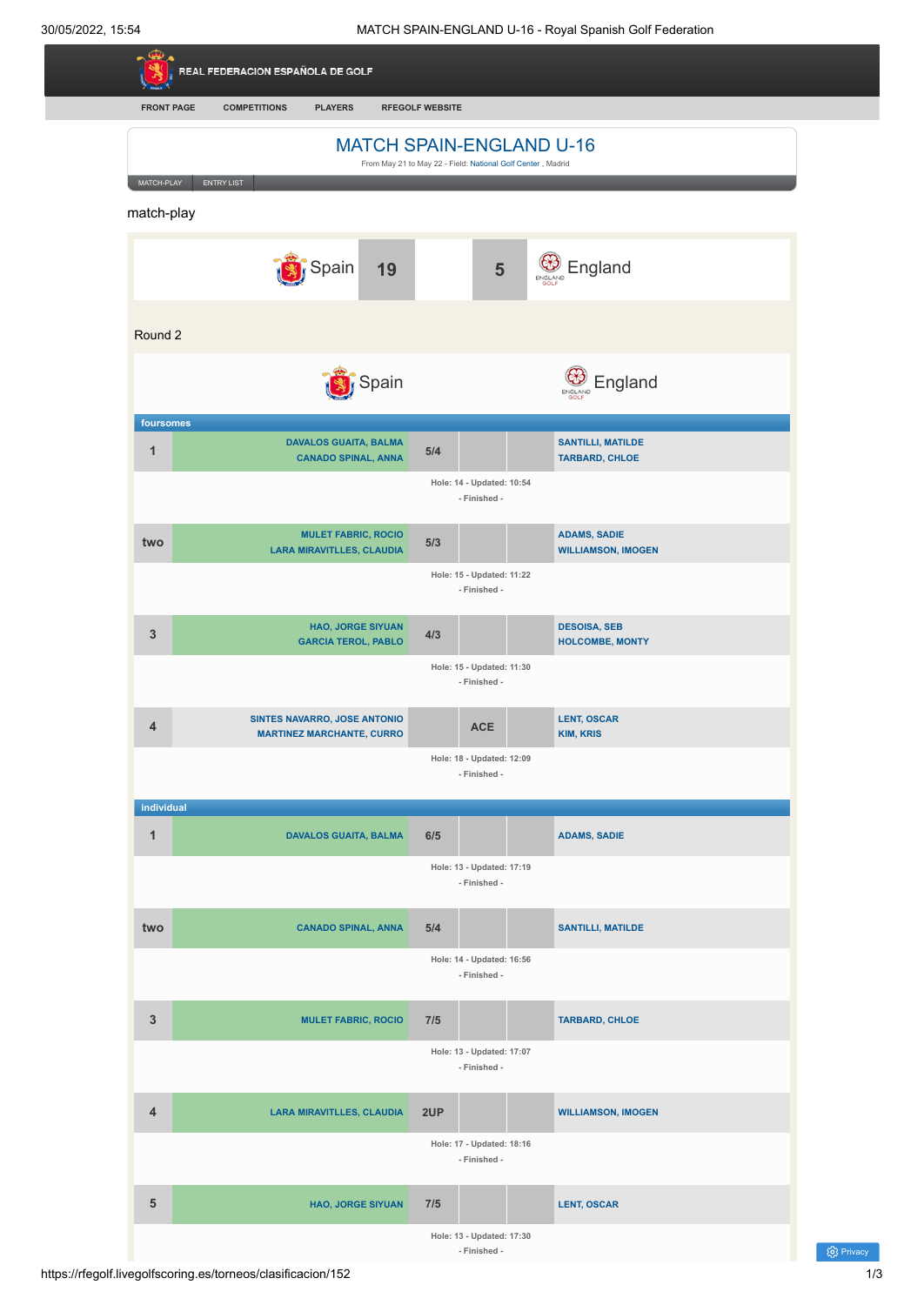REAL FEDERACION ESPAÑOLA DE GOLF

FRONT PAGE | COMPETITIONS | PLAYERS | RFEGOLF WEBSITE

# MATCH SPAIN-ENGLAND U-16

From May 21 to May 22 - Field: National Golf Center , Madrid

MATCH-PLAY | ENTRY LIST

match-play

| Spain | 19 | | 5 | England |
|---|---|---|---|---|

Round 2

## foursomes

| | Spain | | | | England |
|---|---|---|---|---|---|
| 1 | DAVALOS GUAITA, BALMA<br>CANADO SPINAL, ANNA | 5/4 | | | SANTILLI, MATILDE<br>TARBARD, CHLOE |
| | Hole: 14 - Updated: 10:54<br>- Finished - | | | | |
| two | MULET FABRIC, ROCIO<br>LARA MIRAVITLLES, CLAUDIA | 5/3 | | | ADAMS, SADIE<br>WILLIAMSON, IMOGEN |
| | Hole: 15 - Updated: 11:22<br>- Finished - | | | | |
| 3 | HAO, JORGE SIYUAN<br>GARCIA TEROL, PABLO | 4/3 | | | DESOISA, SEB<br>HOLCOMBE, MONTY |
| | Hole: 15 - Updated: 11:30<br>- Finished - | | | | |
| 4 | SINTES NAVARRO, JOSE ANTONIO<br>MARTINEZ MARCHANTE, CURRO | | ACE | | LENT, OSCAR<br>KIM, KRIS |
| | Hole: 18 - Updated: 12:09<br>- Finished - | | | | |

## individual

| | Spain | | | | England |
|---|---|---|---|---|---|
| 1 | DAVALOS GUAITA, BALMA | 6/5 | | | ADAMS, SADIE |
| | Hole: 13 - Updated: 17:19<br>- Finished - | | | | |
| two | CANADO SPINAL, ANNA | 5/4 | | | SANTILLI, MATILDE |
| | Hole: 14 - Updated: 16:56<br>- Finished - | | | | |
| 3 | MULET FABRIC, ROCIO | 7/5 | | | TARBARD, CHLOE |
| | Hole: 13 - Updated: 17:07<br>- Finished - | | | | |
| 4 | LARA MIRAVITLLES, CLAUDIA | 2UP | | | WILLIAMSON, IMOGEN |
| | Hole: 17 - Updated: 18:16<br>- Finished - | | | | |
| 5 | HAO, JORGE SIYUAN | 7/5 | | | LENT, OSCAR |
| | Hole: 13 - Updated: 17:30<br>- Finished - | | | | |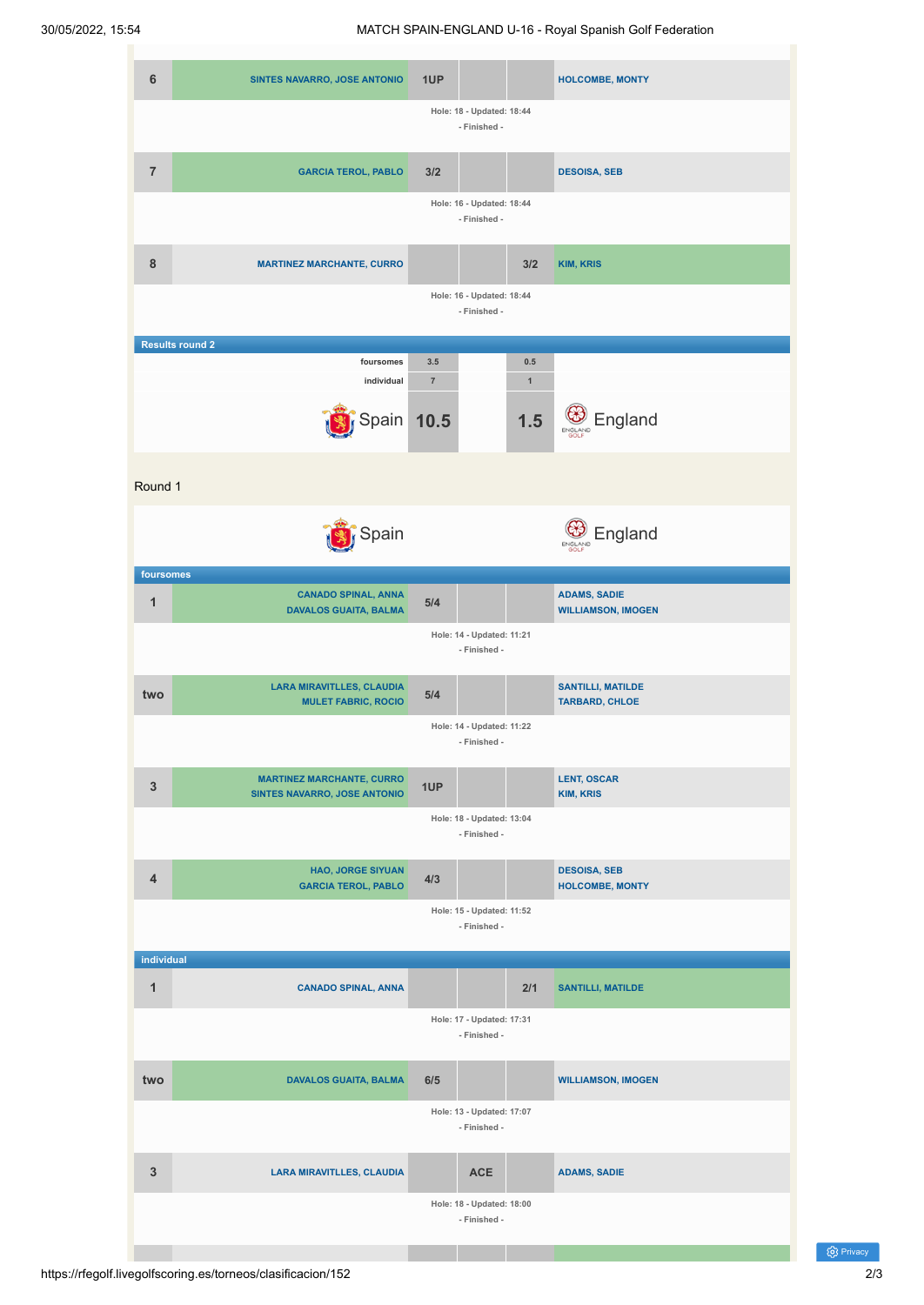| # | Spain | Spain result | Halved | England result | England |
|---|---|---|---|---|---|
| 6 | SINTES NAVARRO, JOSE ANTONIO | 1UP | | | HOLCOMBE, MONTY |

Hole: 18 - Updated: 18:44
- Finished -

| # | Spain | Spain result | Halved | England result | England |
|---|---|---|---|---|---|
| 7 | GARCIA TEROL, PABLO | 3/2 | | | DESOISA, SEB |

Hole: 16 - Updated: 18:44
- Finished -

| # | Spain | Spain result | Halved | England result | England |
|---|---|---|---|---|---|
| 8 | MARTINEZ MARCHANTE, CURRO | | | 3/2 | KIM, KRIS |

Hole: 16 - Updated: 18:44
- Finished -

### Results round 2

| | Spain | England | |
|---|---|---|---|
| foursomes | 3.5 | 0.5 | |
| individual | 7 | 1 | |
| Spain | 10.5 | 1.5 | England |

## Round 1

Spain — England

### foursomes

| # | Spain | Spain result | Halved | England result | England |
|---|---|---|---|---|---|
| 1 | CANADO SPINAL, ANNA<br>DAVALOS GUAITA, BALMA | 5/4 | | | ADAMS, SADIE<br>WILLIAMSON, IMOGEN |

Hole: 14 - Updated: 11:21
- Finished -

| # | Spain | Spain result | Halved | England result | England |
|---|---|---|---|---|---|
| two | LARA MIRAVITLLES, CLAUDIA<br>MULET FABRIC, ROCIO | 5/4 | | | SANTILLI, MATILDE<br>TARBARD, CHLOE |

Hole: 14 - Updated: 11:22
- Finished -

| # | Spain | Spain result | Halved | England result | England |
|---|---|---|---|---|---|
| 3 | MARTINEZ MARCHANTE, CURRO<br>SINTES NAVARRO, JOSE ANTONIO | 1UP | | | LENT, OSCAR<br>KIM, KRIS |

Hole: 18 - Updated: 13:04
- Finished -

| # | Spain | Spain result | Halved | England result | England |
|---|---|---|---|---|---|
| 4 | HAO, JORGE SIYUAN<br>GARCIA TEROL, PABLO | 4/3 | | | DESOISA, SEB<br>HOLCOMBE, MONTY |

Hole: 15 - Updated: 11:52
- Finished -

### individual

| # | Spain | Spain result | Halved | England result | England |
|---|---|---|---|---|---|
| 1 | CANADO SPINAL, ANNA | | | 2/1 | SANTILLI, MATILDE |

Hole: 17 - Updated: 17:31
- Finished -

| # | Spain | Spain result | Halved | England result | England |
|---|---|---|---|---|---|
| two | DAVALOS GUAITA, BALMA | 6/5 | | | WILLIAMSON, IMOGEN |

Hole: 13 - Updated: 17:07
- Finished -

| # | Spain | Spain result | Halved | England result | England |
|---|---|---|---|---|---|
| 3 | LARA MIRAVITLLES, CLAUDIA | | ACE | | ADAMS, SADIE |

Hole: 18 - Updated: 18:00
- Finished -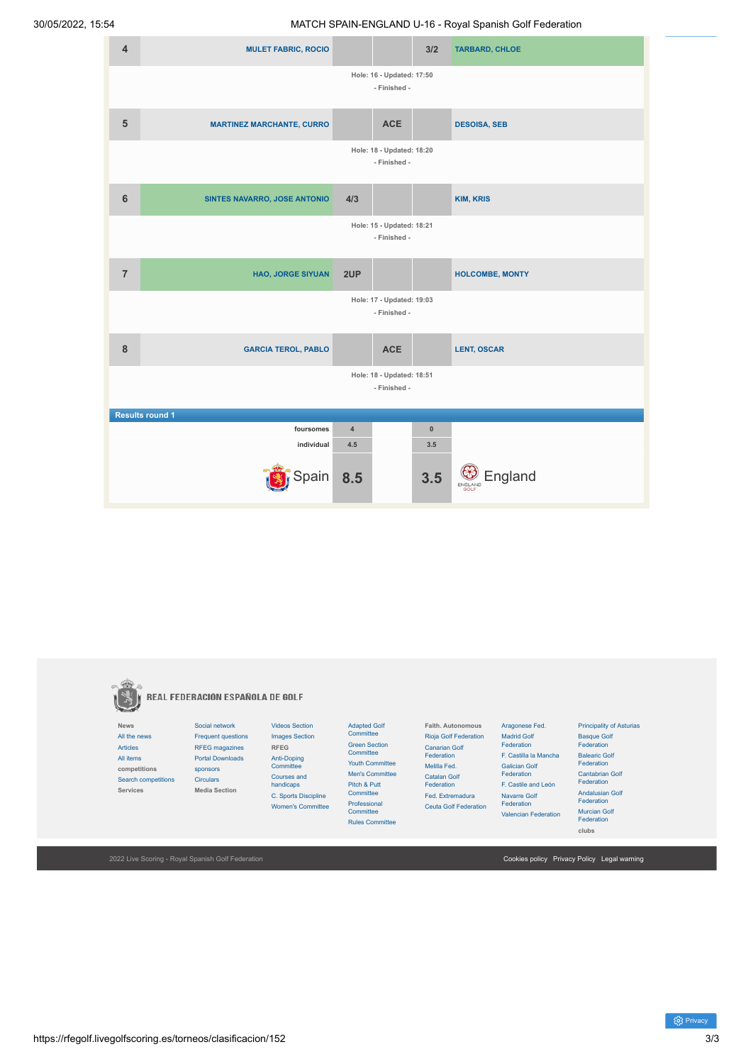| | | | | |
|---|---|---|---|---|
| 4 | MULET FABRIC, ROCIO | | | 3/2 | TARBARD, CHLOE |

Hole: 16 - Updated: 17:50
- Finished -

| | | | | | |
|---|---|---|---|---|---|
| 5 | MARTINEZ MARCHANTE, CURRO | | ACE | | DESOISA, SEB |

Hole: 18 - Updated: 18:20
- Finished -

| | | | | | |
|---|---|---|---|---|---|
| 6 | SINTES NAVARRO, JOSE ANTONIO | 4/3 | | | KIM, KRIS |

Hole: 15 - Updated: 18:21
- Finished -

| | | | | | |
|---|---|---|---|---|---|
| 7 | HAO, JORGE SIYUAN | 2UP | | | HOLCOMBE, MONTY |

Hole: 17 - Updated: 19:03
- Finished -

| | | | | | |
|---|---|---|---|---|---|
| 8 | GARCIA TEROL, PABLO | | ACE | | LENT, OSCAR |

Hole: 18 - Updated: 18:51
- Finished -

**Results round 1**

| | | | | |
|---|---|---|---|---|
| foursomes | 4 | | 0 | |
| individual | 4.5 | | 3.5 | |
| Spain | 8.5 | | 3.5 | England |

REAL FEDERACIÓN ESPAÑOLA DE GOLF

News
All the news
Articles
All items
competitions
Search competitions
Services

Social network
Frequent questions
RFEG magazines
Portal Downloads
sponsors
Circulars
Media Section

Videos Section
Images Section
RFEG
Anti-Doping Committee
Courses and handicaps
C. Sports Discipline
Women's Committee

Adapted Golf Committee
Green Section Committee
Youth Committee
Men's Committee
Pitch & Putt Committee
Professional Committee
Rules Committee

Faith. Autonomous
Rioja Golf Federation
Canarian Golf Federation
Melilla Fed.
Catalan Golf Federation
Fed. Extremadura
Ceuta Golf Federation

Aragonese Fed.
Madrid Golf Federation
F. Castilla la Mancha
Galician Golf Federation
F. Castile and León
Navarre Golf Federation
Valencian Federation

Principality of Asturias
Basque Golf Federation
Balearic Golf Federation
Cantabrian Golf Federation
Andalusian Golf Federation
Murcian Golf Federation
clubs

2022 Live Scoring - Royal Spanish Golf Federation

Cookies policy Privacy Policy Legal warning